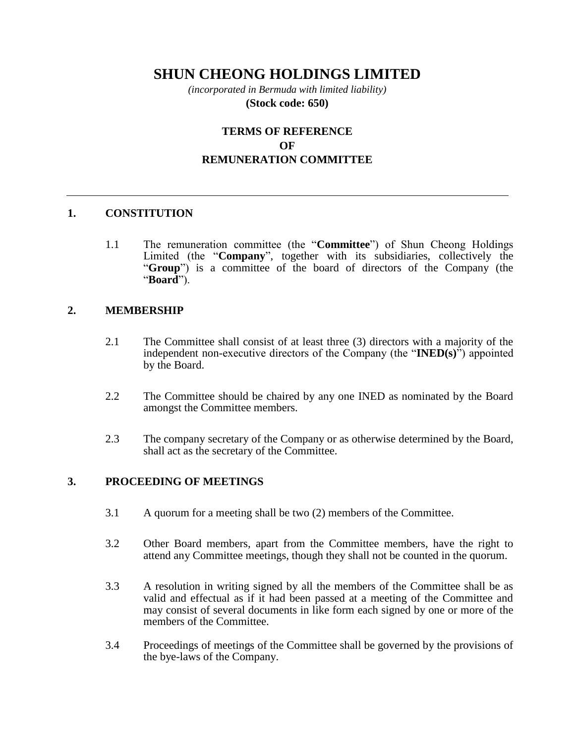# SHUN CHEONG HOLDINGS LIMITED

*(incorporated in Bermuda with limited liability)*
**(Stock code: 650)**

## TERMS OF REFERENCE OF REMUNERATION COMMITTEE

---

### 1. CONSTITUTION

1.1 The remuneration committee (the "**Committee**") of Shun Cheong Holdings Limited (the "**Company**", together with its subsidiaries, collectively the "**Group**") is a committee of the board of directors of the Company (the "**Board**").

### 2. MEMBERSHIP

2.1 The Committee shall consist of at least three (3) directors with a majority of the independent non-executive directors of the Company (the "**INED(s)**") appointed by the Board.

2.2 The Committee should be chaired by any one INED as nominated by the Board amongst the Committee members.

2.3 The company secretary of the Company or as otherwise determined by the Board, shall act as the secretary of the Committee.

### 3. PROCEEDING OF MEETINGS

3.1 A quorum for a meeting shall be two (2) members of the Committee.

3.2 Other Board members, apart from the Committee members, have the right to attend any Committee meetings, though they shall not be counted in the quorum.

3.3 A resolution in writing signed by all the members of the Committee shall be as valid and effectual as if it had been passed at a meeting of the Committee and may consist of several documents in like form each signed by one or more of the members of the Committee.

3.4 Proceedings of meetings of the Committee shall be governed by the provisions of the bye-laws of the Company.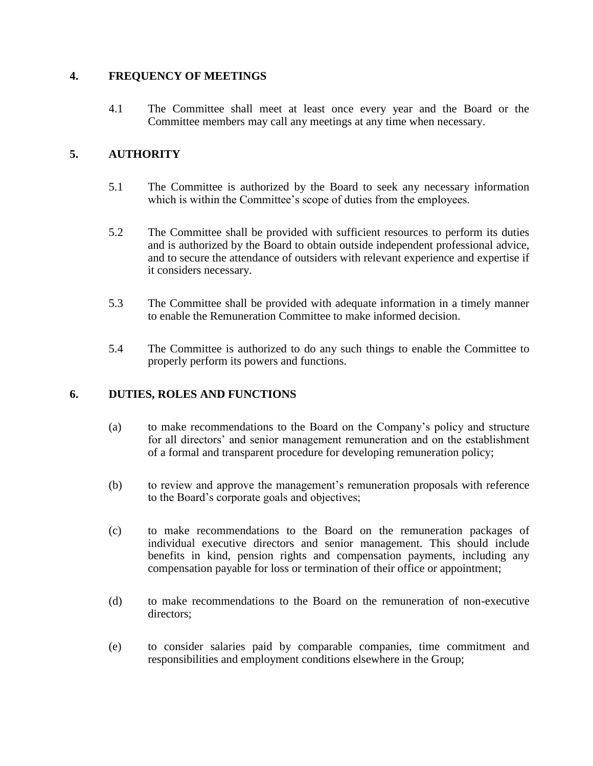## 4. FREQUENCY OF MEETINGS

4.1 The Committee shall meet at least once every year and the Board or the Committee members may call any meetings at any time when necessary.

## 5. AUTHORITY

5.1 The Committee is authorized by the Board to seek any necessary information which is within the Committee's scope of duties from the employees.

5.2 The Committee shall be provided with sufficient resources to perform its duties and is authorized by the Board to obtain outside independent professional advice, and to secure the attendance of outsiders with relevant experience and expertise if it considers necessary.

5.3 The Committee shall be provided with adequate information in a timely manner to enable the Remuneration Committee to make informed decision.

5.4 The Committee is authorized to do any such things to enable the Committee to properly perform its powers and functions.

## 6. DUTIES, ROLES AND FUNCTIONS

(a) to make recommendations to the Board on the Company's policy and structure for all directors' and senior management remuneration and on the establishment of a formal and transparent procedure for developing remuneration policy;

(b) to review and approve the management's remuneration proposals with reference to the Board's corporate goals and objectives;

(c) to make recommendations to the Board on the remuneration packages of individual executive directors and senior management. This should include benefits in kind, pension rights and compensation payments, including any compensation payable for loss or termination of their office or appointment;

(d) to make recommendations to the Board on the remuneration of non-executive directors;

(e) to consider salaries paid by comparable companies, time commitment and responsibilities and employment conditions elsewhere in the Group;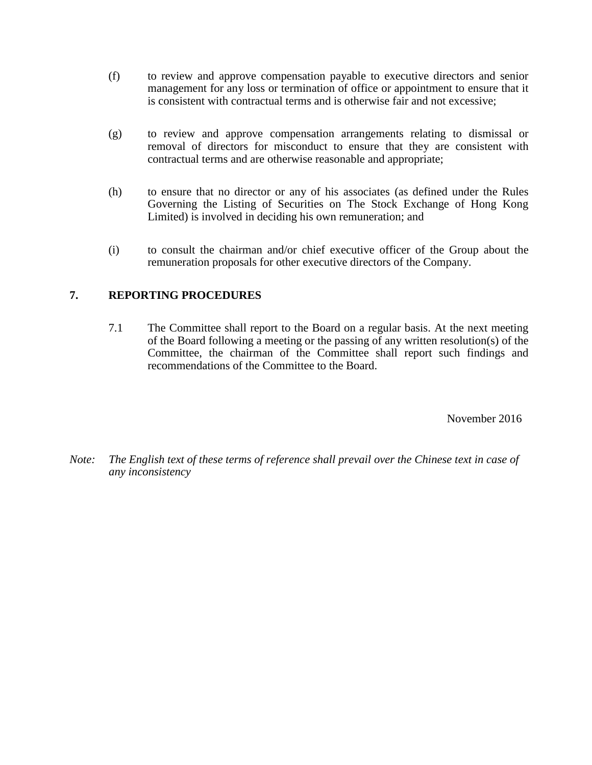(f) to review and approve compensation payable to executive directors and senior management for any loss or termination of office or appointment to ensure that it is consistent with contractual terms and is otherwise fair and not excessive;

(g) to review and approve compensation arrangements relating to dismissal or removal of directors for misconduct to ensure that they are consistent with contractual terms and are otherwise reasonable and appropriate;

(h) to ensure that no director or any of his associates (as defined under the Rules Governing the Listing of Securities on The Stock Exchange of Hong Kong Limited) is involved in deciding his own remuneration; and

(i) to consult the chairman and/or chief executive officer of the Group about the remuneration proposals for other executive directors of the Company.

## 7. REPORTING PROCEDURES

7.1 The Committee shall report to the Board on a regular basis. At the next meeting of the Board following a meeting or the passing of any written resolution(s) of the Committee, the chairman of the Committee shall report such findings and recommendations of the Committee to the Board.

November 2016

*Note: The English text of these terms of reference shall prevail over the Chinese text in case of any inconsistency*